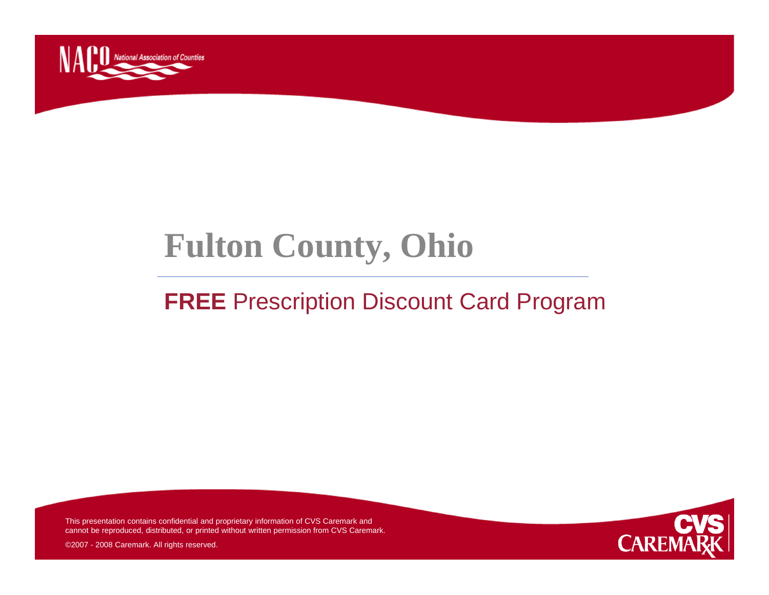# Fulton County, Ohio

## **FREE** Prescription Discount Card Program

This presentation contains confidential and proprietary information of CVS Caremark and cannot be reproduced, distributed, or printed without written permission from CVS Caremark.

©2007 - 2008 Caremark. All rights reserved.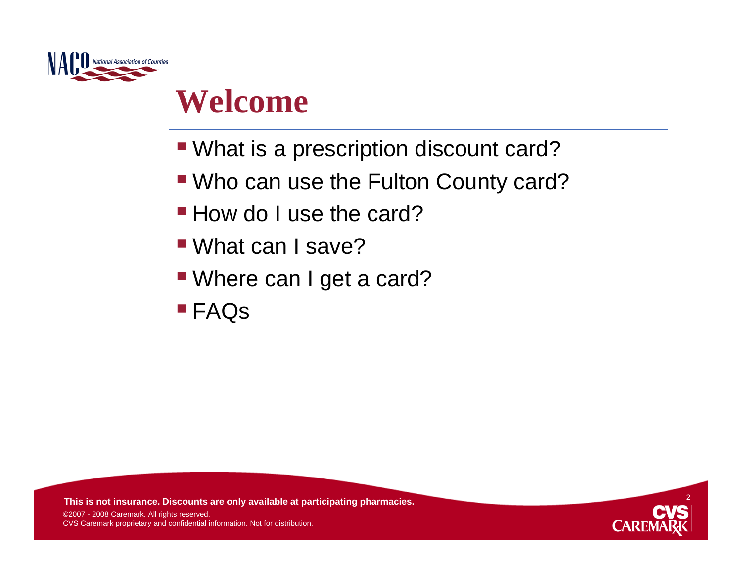# Welcome

- What is a prescription discount card?
- Who can use the Fulton County card?
- How do I use the card?
- What can I save?
- Where can I get a card?
- FAQs

**This is not insurance. Discounts are only available at participating pharmacies.**

©2007 - 2008 Caremark. All rights reserved.
CVS Caremark proprietary and confidential information. Not for distribution.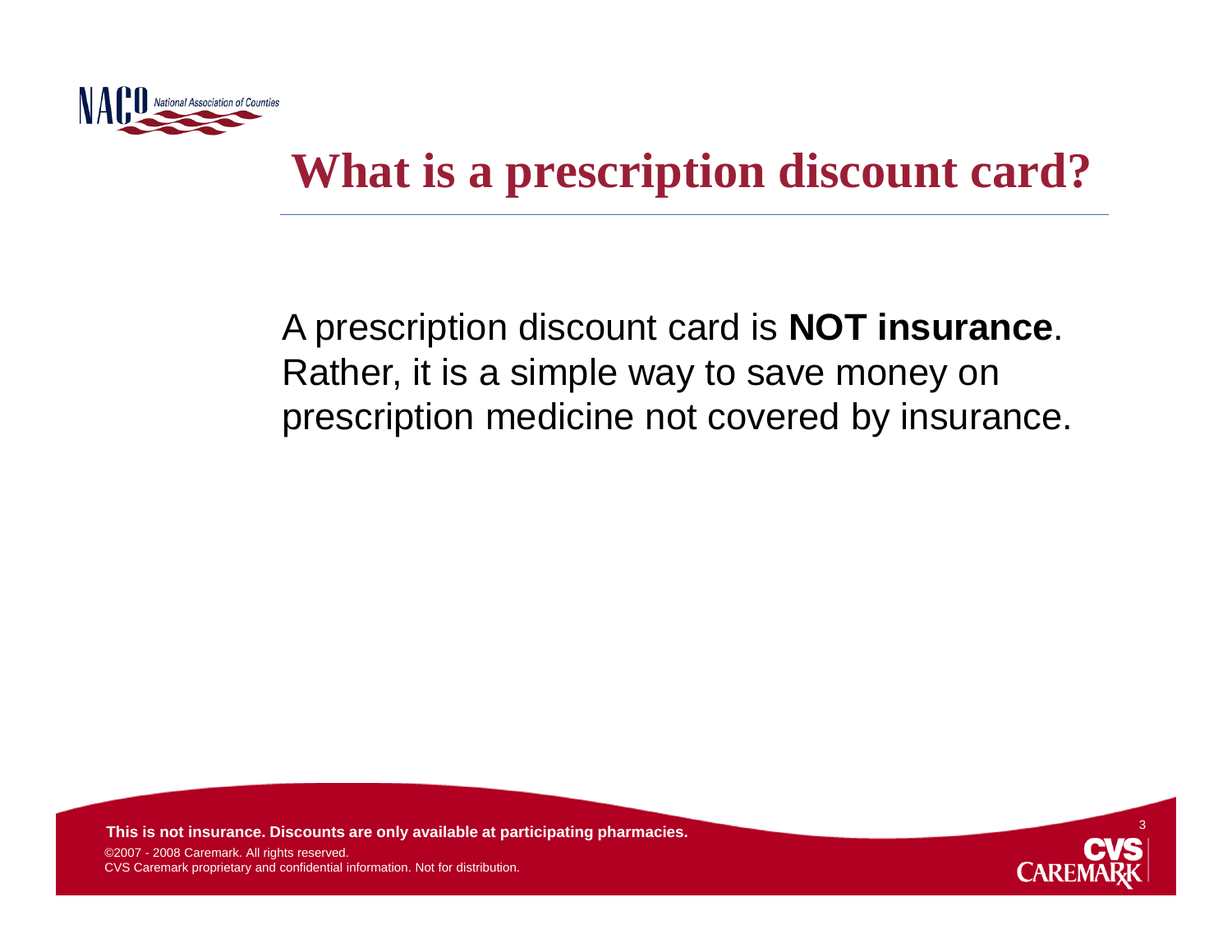# What is a prescription discount card?

A prescription discount card is **NOT insurance**. Rather, it is a simple way to save money on prescription medicine not covered by insurance.

**This is not insurance. Discounts are only available at participating pharmacies.**

©2007 - 2008 Caremark. All rights reserved.
CVS Caremark proprietary and confidential information. Not for distribution.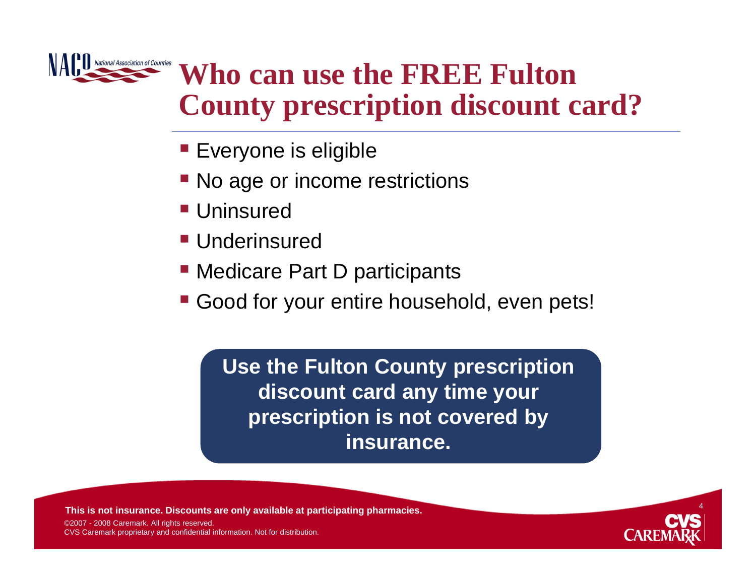# Who can use the FREE Fulton County prescription discount card?

- Everyone is eligible
- No age or income restrictions
- Uninsured
- Underinsured
- Medicare Part D participants
- Good for your entire household, even pets!

**Use the Fulton County prescription discount card any time your prescription is not covered by insurance.**

**This is not insurance. Discounts are only available at participating pharmacies.**

©2007 - 2008 Caremark. All rights reserved.
CVS Caremark proprietary and confidential information. Not for distribution.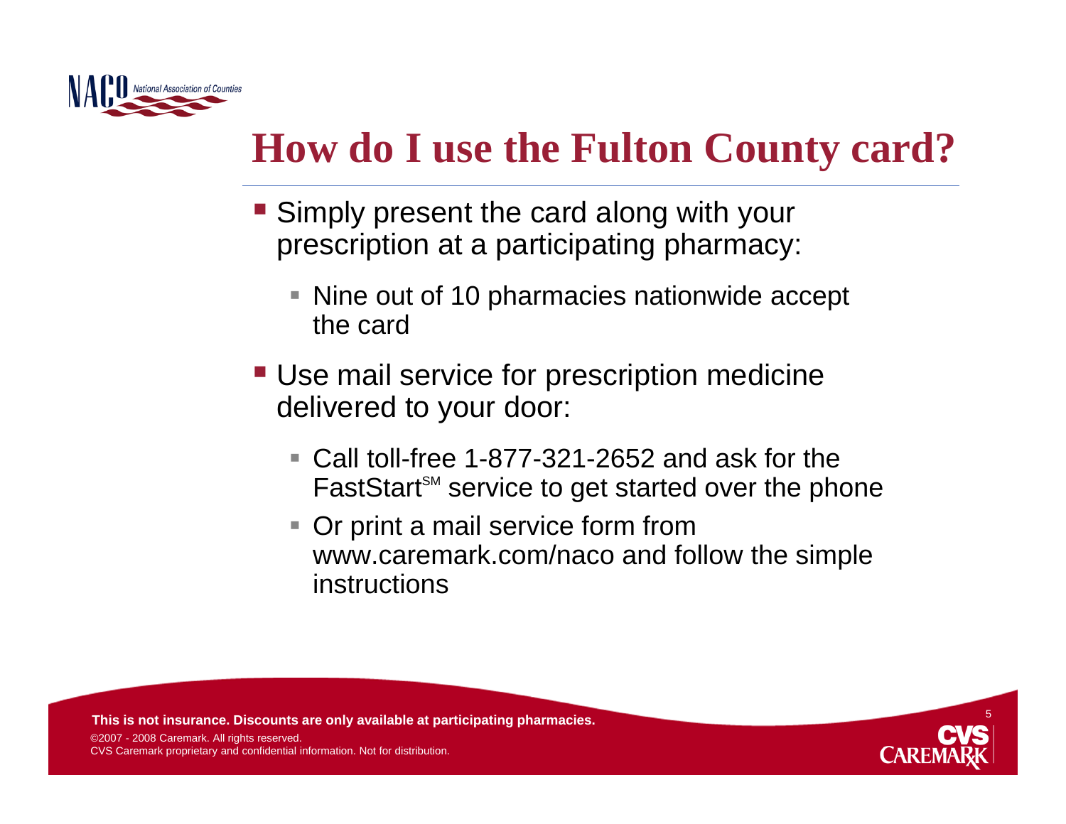# How do I use the Fulton County card?

- Simply present the card along with your prescription at a participating pharmacy:
  - Nine out of 10 pharmacies nationwide accept the card
- Use mail service for prescription medicine delivered to your door:
  - Call toll-free 1-877-321-2652 and ask for the FastStart[SM] service to get started over the phone
  - Or print a mail service form from www.caremark.com/naco and follow the simple instructions

**This is not insurance. Discounts are only available at participating pharmacies.**

©2007 - 2008 Caremark. All rights reserved.
CVS Caremark proprietary and confidential information. Not for distribution.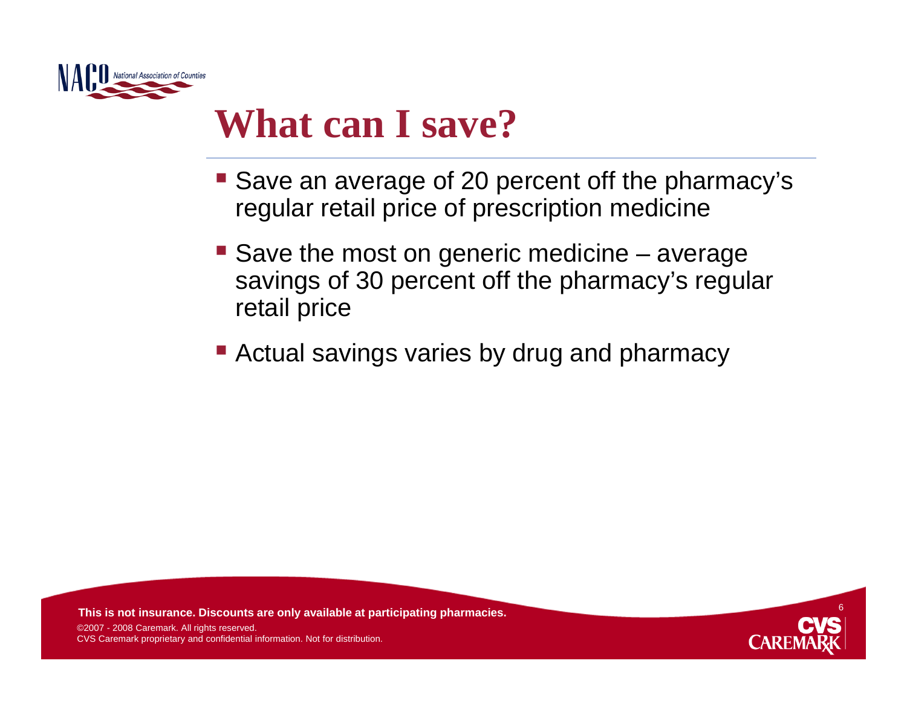# What can I save?

- Save an average of 20 percent off the pharmacy's regular retail price of prescription medicine
- Save the most on generic medicine – average savings of 30 percent off the pharmacy's regular retail price
- Actual savings varies by drug and pharmacy

**This is not insurance. Discounts are only available at participating pharmacies.**

©2007 - 2008 Caremark. All rights reserved.
CVS Caremark proprietary and confidential information. Not for distribution.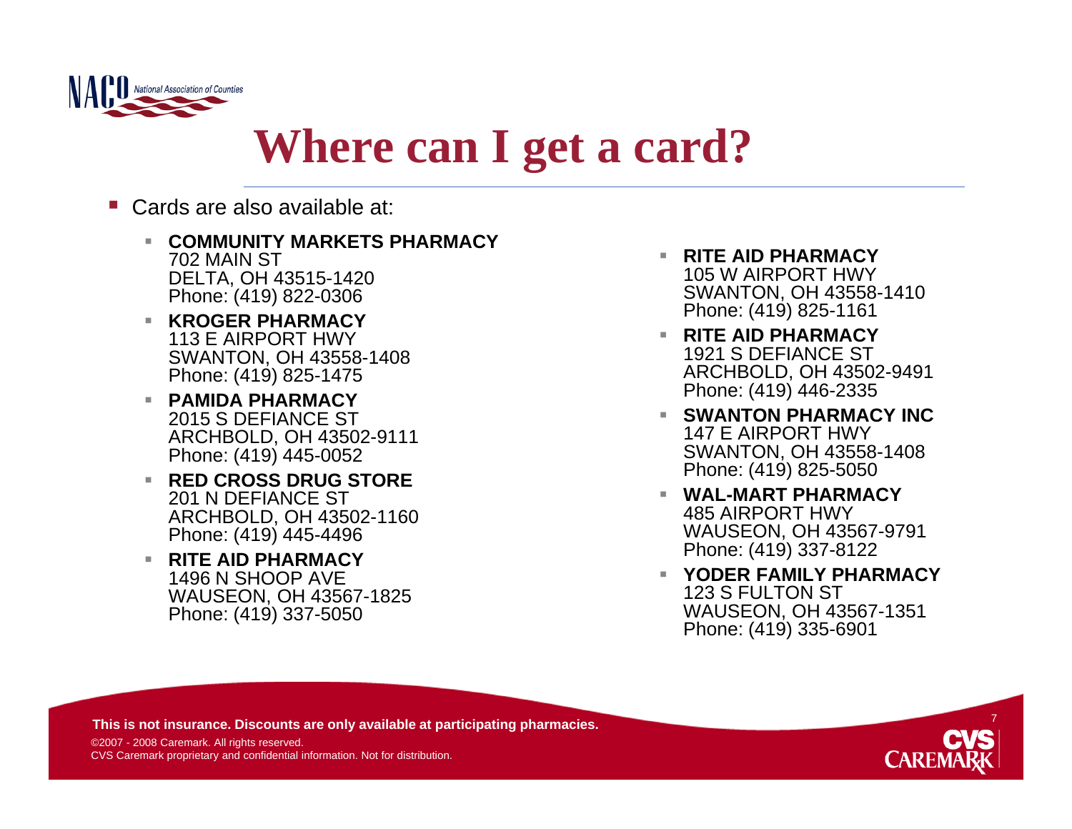# Where can I get a card?

- Cards are also available at:
  - **COMMUNITY MARKETS PHARMACY**
    702 MAIN ST
    DELTA, OH 43515-1420
    Phone: (419) 822-0306
  - **KROGER PHARMACY**
    113 E AIRPORT HWY
    SWANTON, OH 43558-1408
    Phone: (419) 825-1475
  - **PAMIDA PHARMACY**
    2015 S DEFIANCE ST
    ARCHBOLD, OH 43502-9111
    Phone: (419) 445-0052
  - **RED CROSS DRUG STORE**
    201 N DEFIANCE ST
    ARCHBOLD, OH 43502-1160
    Phone: (419) 445-4496
  - **RITE AID PHARMACY**
    1496 N SHOOP AVE
    WAUSEON, OH 43567-1825
    Phone: (419) 337-5050
  - **RITE AID PHARMACY**
    105 W AIRPORT HWY
    SWANTON, OH 43558-1410
    Phone: (419) 825-1161
  - **RITE AID PHARMACY**
    1921 S DEFIANCE ST
    ARCHBOLD, OH 43502-9491
    Phone: (419) 446-2335
  - **SWANTON PHARMACY INC**
    147 E AIRPORT HWY
    SWANTON, OH 43558-1408
    Phone: (419) 825-5050
  - **WAL-MART PHARMACY**
    485 AIRPORT HWY
    WAUSEON, OH 43567-9791
    Phone: (419) 337-8122
  - **YODER FAMILY PHARMACY**
    123 S FULTON ST
    WAUSEON, OH 43567-1351
    Phone: (419) 335-6901

**This is not insurance. Discounts are only available at participating pharmacies.**

©2007 - 2008 Caremark. All rights reserved.
CVS Caremark proprietary and confidential information. Not for distribution.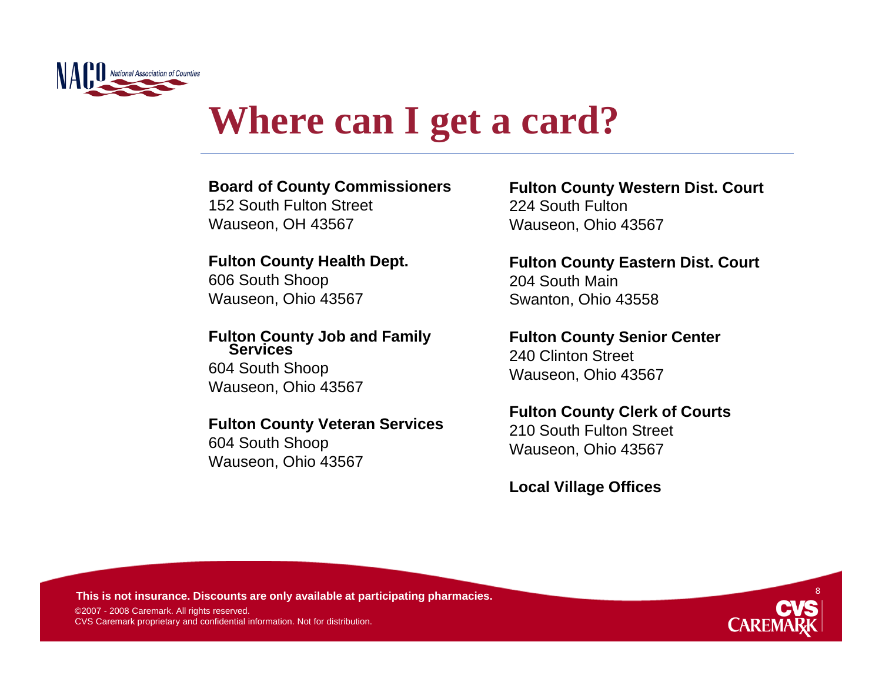# Where can I get a card?

**Board of County Commissioners**
152 South Fulton Street
Wauseon, OH 43567

**Fulton County Health Dept.**
606 South Shoop
Wauseon, Ohio 43567

**Fulton County Job and Family Services**
604 South Shoop
Wauseon, Ohio 43567

**Fulton County Veteran Services**
604 South Shoop
Wauseon, Ohio 43567

**Fulton County Western Dist. Court**
224 South Fulton
Wauseon, Ohio 43567

**Fulton County Eastern Dist. Court**
204 South Main
Swanton, Ohio 43558

**Fulton County Senior Center**
240 Clinton Street
Wauseon, Ohio 43567

**Fulton County Clerk of Courts**
210 South Fulton Street
Wauseon, Ohio 43567

**Local Village Offices**

**This is not insurance. Discounts are only available at participating pharmacies.**

©2007 - 2008 Caremark. All rights reserved.
CVS Caremark proprietary and confidential information. Not for distribution.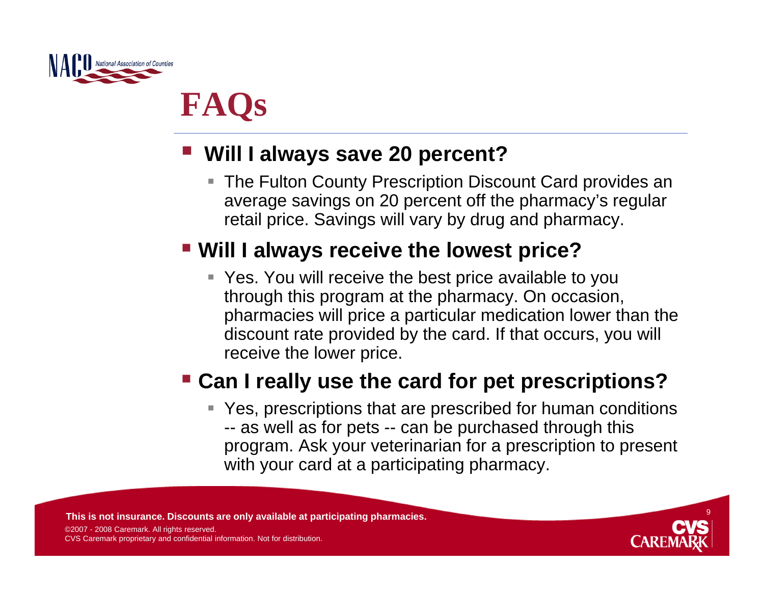# FAQs

- **Will I always save 20 percent?**
  - The Fulton County Prescription Discount Card provides an average savings on 20 percent off the pharmacy's regular retail price. Savings will vary by drug and pharmacy.
- **Will I always receive the lowest price?**
  - Yes. You will receive the best price available to you through this program at the pharmacy. On occasion, pharmacies will price a particular medication lower than the discount rate provided by the card. If that occurs, you will receive the lower price.
- **Can I really use the card for pet prescriptions?**
  - Yes, prescriptions that are prescribed for human conditions -- as well as for pets -- can be purchased through this program. Ask your veterinarian for a prescription to present with your card at a participating pharmacy.

**This is not insurance. Discounts are only available at participating pharmacies.**

©2007 - 2008 Caremark. All rights reserved.
CVS Caremark proprietary and confidential information. Not for distribution.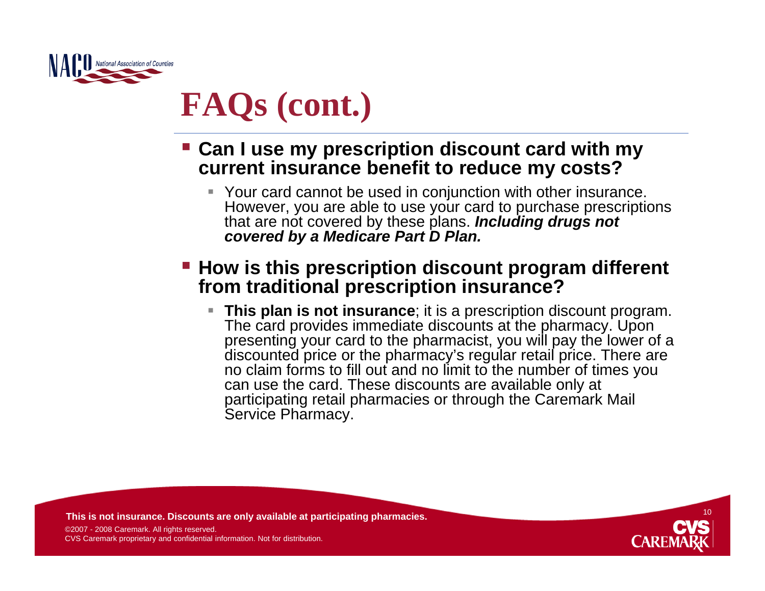# FAQs (cont.)

- **Can I use my prescription discount card with my current insurance benefit to reduce my costs?**
  - Your card cannot be used in conjunction with other insurance. However, you are able to use your card to purchase prescriptions that are not covered by these plans. ***Including drugs not covered by a Medicare Part D Plan.***

- **How is this prescription discount program different from traditional prescription insurance?**
  - **This plan is not insurance**; it is a prescription discount program. The card provides immediate discounts at the pharmacy. Upon presenting your card to the pharmacist, you will pay the lower of a discounted price or the pharmacy's regular retail price. There are no claim forms to fill out and no limit to the number of times you can use the card. These discounts are available only at participating retail pharmacies or through the Caremark Mail Service Pharmacy.

**This is not insurance. Discounts are only available at participating pharmacies.**

©2007 - 2008 Caremark. All rights reserved.
CVS Caremark proprietary and confidential information. Not for distribution.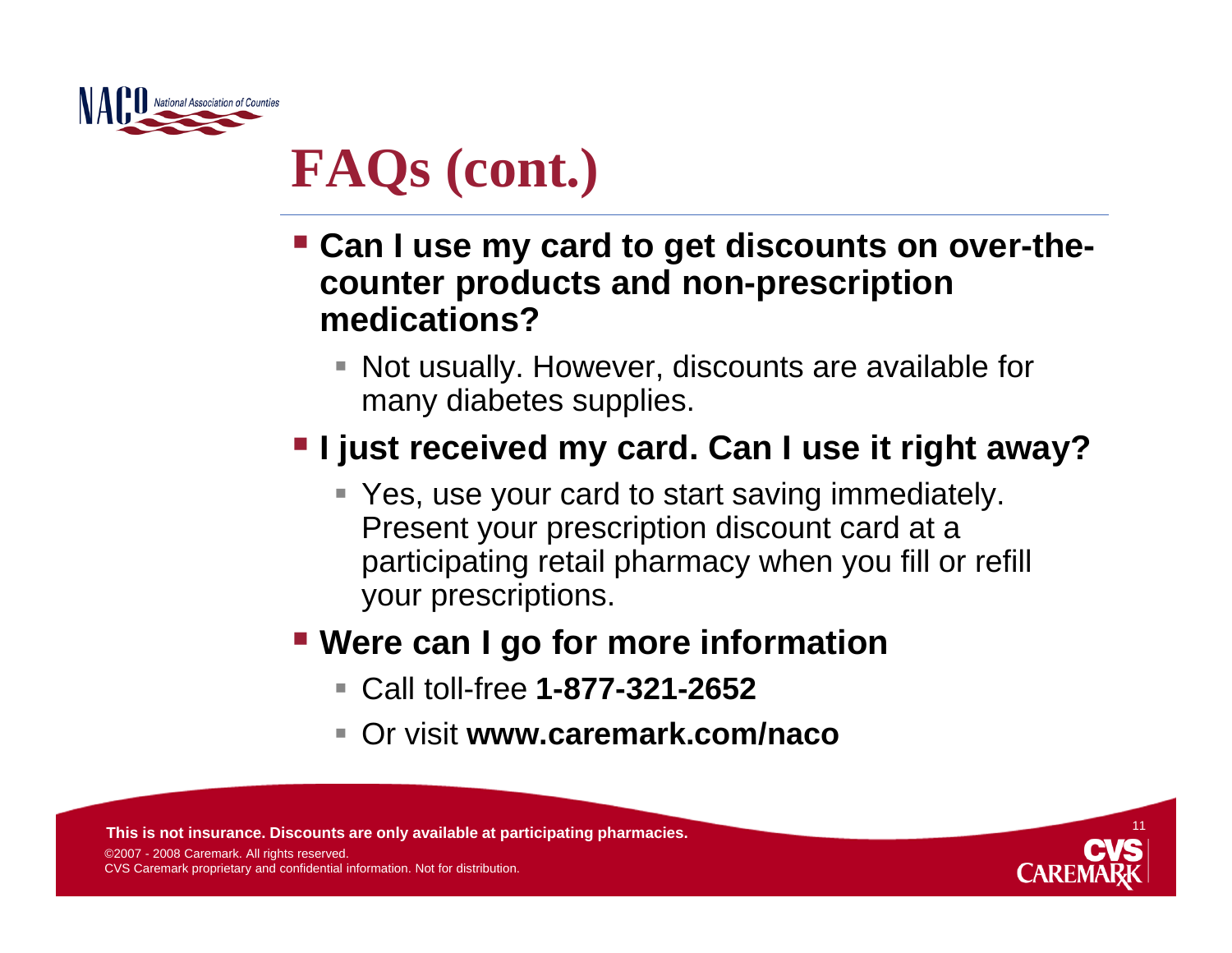# FAQs (cont.)

- **Can I use my card to get discounts on over-the-counter products and non-prescription medications?**
  - Not usually. However, discounts are available for many diabetes supplies.
- **I just received my card. Can I use it right away?**
  - Yes, use your card to start saving immediately. Present your prescription discount card at a participating retail pharmacy when you fill or refill your prescriptions.
- **Were can I go for more information**
  - Call toll-free **1-877-321-2652**
  - Or visit **www.caremark.com/naco**

**This is not insurance. Discounts are only available at participating pharmacies.**

©2007 - 2008 Caremark. All rights reserved.
CVS Caremark proprietary and confidential information. Not for distribution.